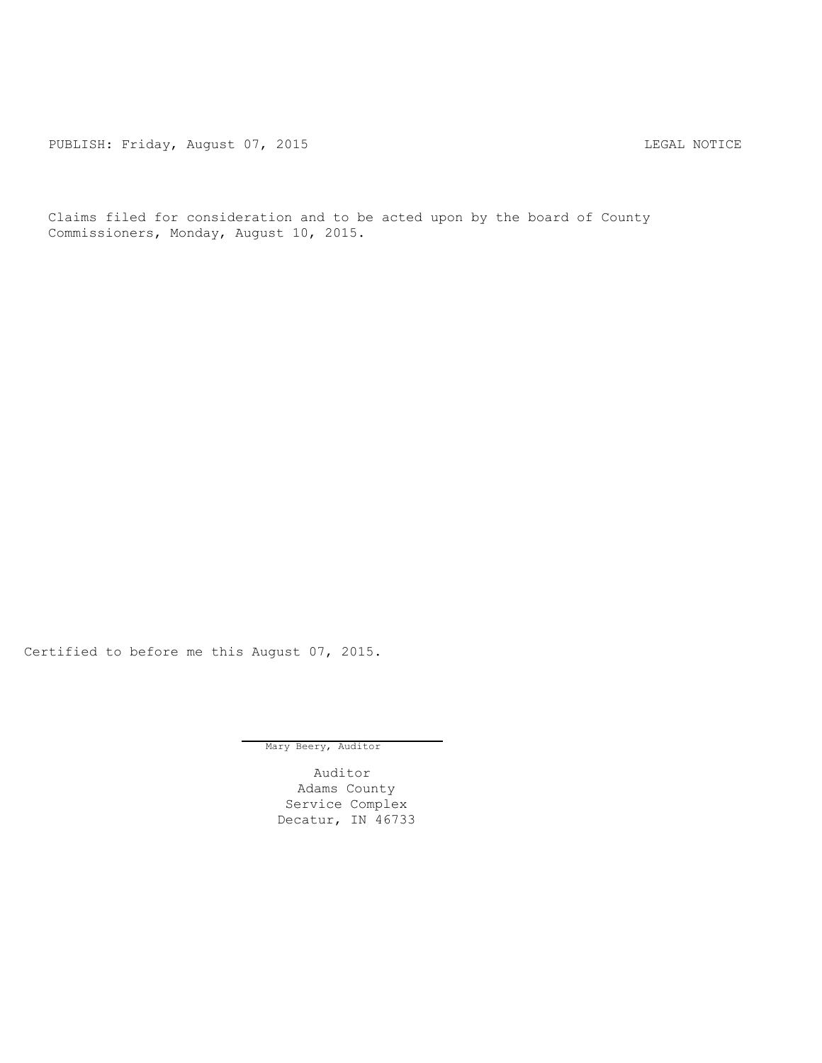PUBLISH: Friday, August 07, 2015 LEGAL NOTICE

Claims filed for consideration and to be acted upon by the board of County Commissioners, Monday, August 10, 2015.

Certified to before me this August 07, 2015.

Mary Beery, Auditor

Auditor
Adams County
Service Complex
Decatur, IN 46733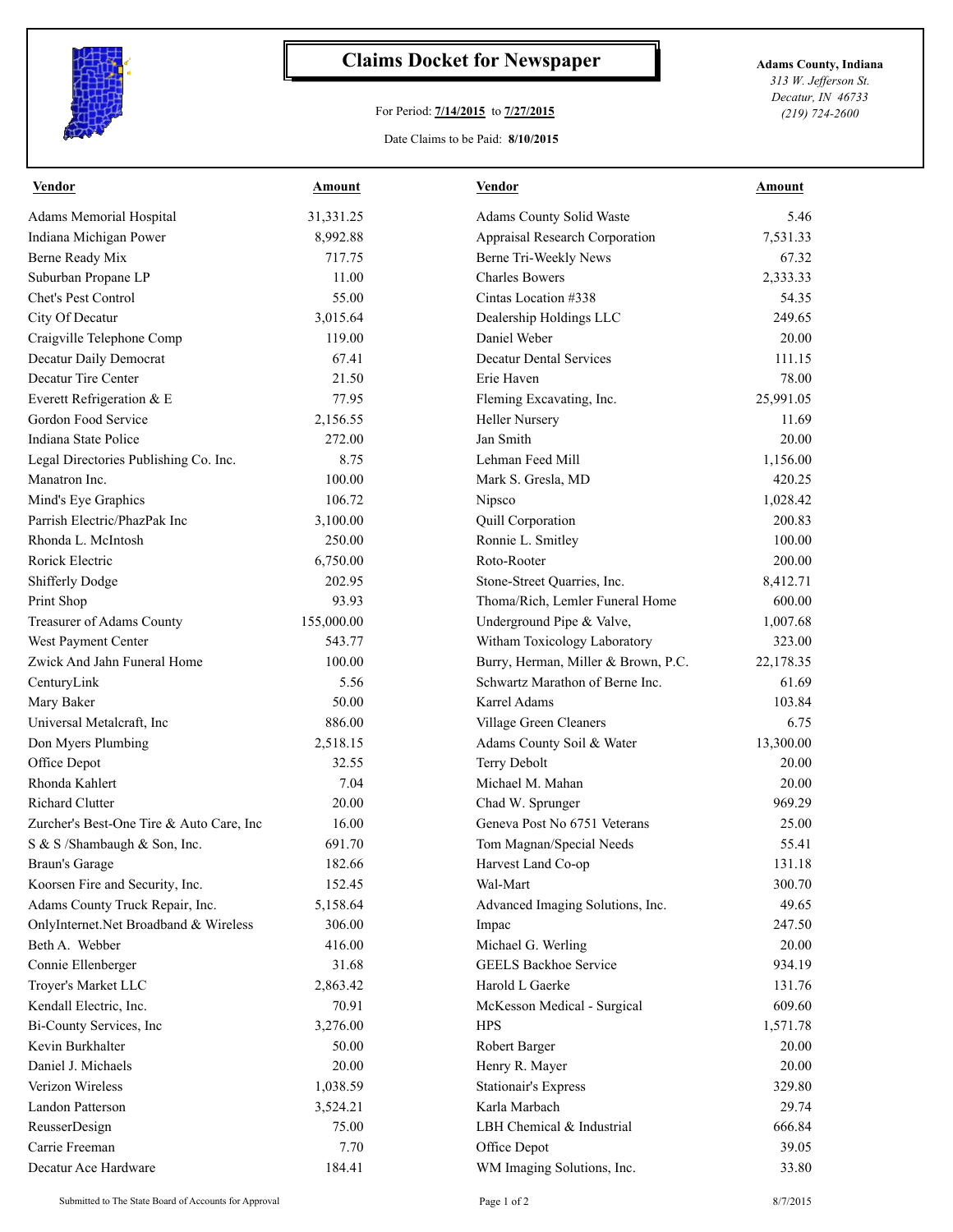# Claims Docket for Newspaper

For Period: **7/14/2015** to **7/27/2015**

Date Claims to be Paid: **8/10/2015**

**Adams County, Indiana**
*313 W. Jefferson St.*
*Decatur, IN 46733*
*(219) 724-2600*

| Vendor | Amount | Vendor | Amount |
|---|---|---|---|
| Adams Memorial Hospital | 31,331.25 | Adams County Solid Waste | 5.46 |
| Indiana Michigan Power | 8,992.88 | Appraisal Research Corporation | 7,531.33 |
| Berne Ready Mix | 717.75 | Berne Tri-Weekly News | 67.32 |
| Suburban Propane LP | 11.00 | Charles Bowers | 2,333.33 |
| Chet's Pest Control | 55.00 | Cintas Location #338 | 54.35 |
| City Of Decatur | 3,015.64 | Dealership Holdings LLC | 249.65 |
| Craigville Telephone Comp | 119.00 | Daniel Weber | 20.00 |
| Decatur Daily Democrat | 67.41 | Decatur Dental Services | 111.15 |
| Decatur Tire Center | 21.50 | Erie Haven | 78.00 |
| Everett Refrigeration & E | 77.95 | Fleming Excavating, Inc. | 25,991.05 |
| Gordon Food Service | 2,156.55 | Heller Nursery | 11.69 |
| Indiana State Police | 272.00 | Jan Smith | 20.00 |
| Legal Directories Publishing Co. Inc. | 8.75 | Lehman Feed Mill | 1,156.00 |
| Manatron Inc. | 100.00 | Mark S. Gresla, MD | 420.25 |
| Mind's Eye Graphics | 106.72 | Nipsco | 1,028.42 |
| Parrish Electric/PhazPak Inc | 3,100.00 | Quill Corporation | 200.83 |
| Rhonda L. McIntosh | 250.00 | Ronnie L. Smitley | 100.00 |
| Rorick Electric | 6,750.00 | Roto-Rooter | 200.00 |
| Shifferly Dodge | 202.95 | Stone-Street Quarries, Inc. | 8,412.71 |
| Print Shop | 93.93 | Thoma/Rich, Lemler Funeral Home | 600.00 |
| Treasurer of Adams County | 155,000.00 | Underground Pipe & Valve, | 1,007.68 |
| West Payment Center | 543.77 | Witham Toxicology Laboratory | 323.00 |
| Zwick And Jahn Funeral Home | 100.00 | Burry, Herman, Miller & Brown, P.C. | 22,178.35 |
| CenturyLink | 5.56 | Schwartz Marathon of Berne Inc. | 61.69 |
| Mary Baker | 50.00 | Karrel Adams | 103.84 |
| Universal Metalcraft, Inc | 886.00 | Village Green Cleaners | 6.75 |
| Don Myers Plumbing | 2,518.15 | Adams County Soil & Water | 13,300.00 |
| Office Depot | 32.55 | Terry Debolt | 20.00 |
| Rhonda Kahlert | 7.04 | Michael M. Mahan | 20.00 |
| Richard Clutter | 20.00 | Chad W. Sprunger | 969.29 |
| Zurcher's Best-One Tire & Auto Care, Inc | 16.00 | Geneva Post No 6751 Veterans | 25.00 |
| S & S /Shambaugh & Son, Inc. | 691.70 | Tom Magnan/Special Needs | 55.41 |
| Braun's Garage | 182.66 | Harvest Land Co-op | 131.18 |
| Koorsen Fire and Security, Inc. | 152.45 | Wal-Mart | 300.70 |
| Adams County Truck Repair, Inc. | 5,158.64 | Advanced Imaging Solutions, Inc. | 49.65 |
| OnlyInternet.Net Broadband & Wireless | 306.00 | Impac | 247.50 |
| Beth A. Webber | 416.00 | Michael G. Werling | 20.00 |
| Connie Ellenberger | 31.68 | GEELS Backhoe Service | 934.19 |
| Troyer's Market LLC | 2,863.42 | Harold L Gaerke | 131.76 |
| Kendall Electric, Inc. | 70.91 | McKesson Medical - Surgical | 609.60 |
| Bi-County Services, Inc | 3,276.00 | HPS | 1,571.78 |
| Kevin Burkhalter | 50.00 | Robert Barger | 20.00 |
| Daniel J. Michaels | 20.00 | Henry R. Mayer | 20.00 |
| Verizon Wireless | 1,038.59 | Stationair's Express | 329.80 |
| Landon Patterson | 3,524.21 | Karla Marbach | 29.74 |
| ReusserDesign | 75.00 | LBH Chemical & Industrial | 666.84 |
| Carrie Freeman | 7.70 | Office Depot | 39.05 |
| Decatur Ace Hardware | 184.41 | WM Imaging Solutions, Inc. | 33.80 |

Submitted to The State Board of Accounts for Approval — 8/7/2015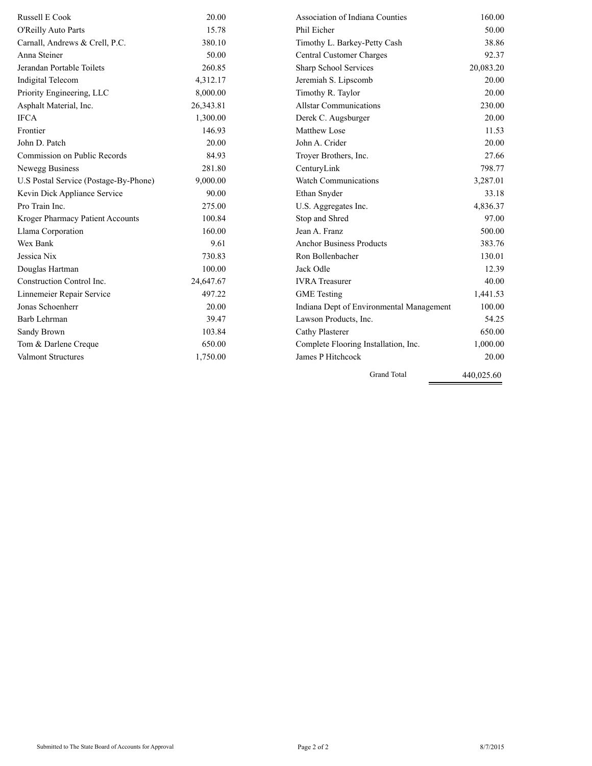| | | | |
|---|---|---|---|
| Russell E Cook | 20.00 | Association of Indiana Counties | 160.00 |
| O'Reilly Auto Parts | 15.78 | Phil Eicher | 50.00 |
| Carnall, Andrews & Crell, P.C. | 380.10 | Timothy L. Barkey-Petty Cash | 38.86 |
| Anna Steiner | 50.00 | Central Customer Charges | 92.37 |
| Jerandan Portable Toilets | 260.85 | Sharp School Services | 20,083.20 |
| Indigital Telecom | 4,312.17 | Jeremiah S. Lipscomb | 20.00 |
| Priority Engineering, LLC | 8,000.00 | Timothy R. Taylor | 20.00 |
| Asphalt Material, Inc. | 26,343.81 | Allstar Communications | 230.00 |
| IFCA | 1,300.00 | Derek C. Augsburger | 20.00 |
| Frontier | 146.93 | Matthew Lose | 11.53 |
| John D. Patch | 20.00 | John A. Crider | 20.00 |
| Commission on Public Records | 84.93 | Troyer Brothers, Inc. | 27.66 |
| Newegg Business | 281.80 | CenturyLink | 798.77 |
| U.S Postal Service (Postage-By-Phone) | 9,000.00 | Watch Communications | 3,287.01 |
| Kevin Dick Appliance Service | 90.00 | Ethan Snyder | 33.18 |
| Pro Train Inc. | 275.00 | U.S. Aggregates Inc. | 4,836.37 |
| Kroger Pharmacy Patient Accounts | 100.84 | Stop and Shred | 97.00 |
| Llama Corporation | 160.00 | Jean A. Franz | 500.00 |
| Wex Bank | 9.61 | Anchor Business Products | 383.76 |
| Jessica Nix | 730.83 | Ron Bollenbacher | 130.01 |
| Douglas Hartman | 100.00 | Jack Odle | 12.39 |
| Construction Control Inc. | 24,647.67 | IVRA Treasurer | 40.00 |
| Linnemeier Repair Service | 497.22 | GME Testing | 1,441.53 |
| Jonas Schoenherr | 20.00 | Indiana Dept of Environmental Management | 100.00 |
| Barb Lehrman | 39.47 | Lawson Products, Inc. | 54.25 |
| Sandy Brown | 103.84 | Cathy Plasterer | 650.00 |
| Tom & Darlene Creque | 650.00 | Complete Flooring Installation, Inc. | 1,000.00 |
| Valmont Structures | 1,750.00 | James P Hitchcock | 20.00 |
| | | Grand Total | 440,025.60 |

Submitted to The State Board of Accounts for Approval

8/7/2015